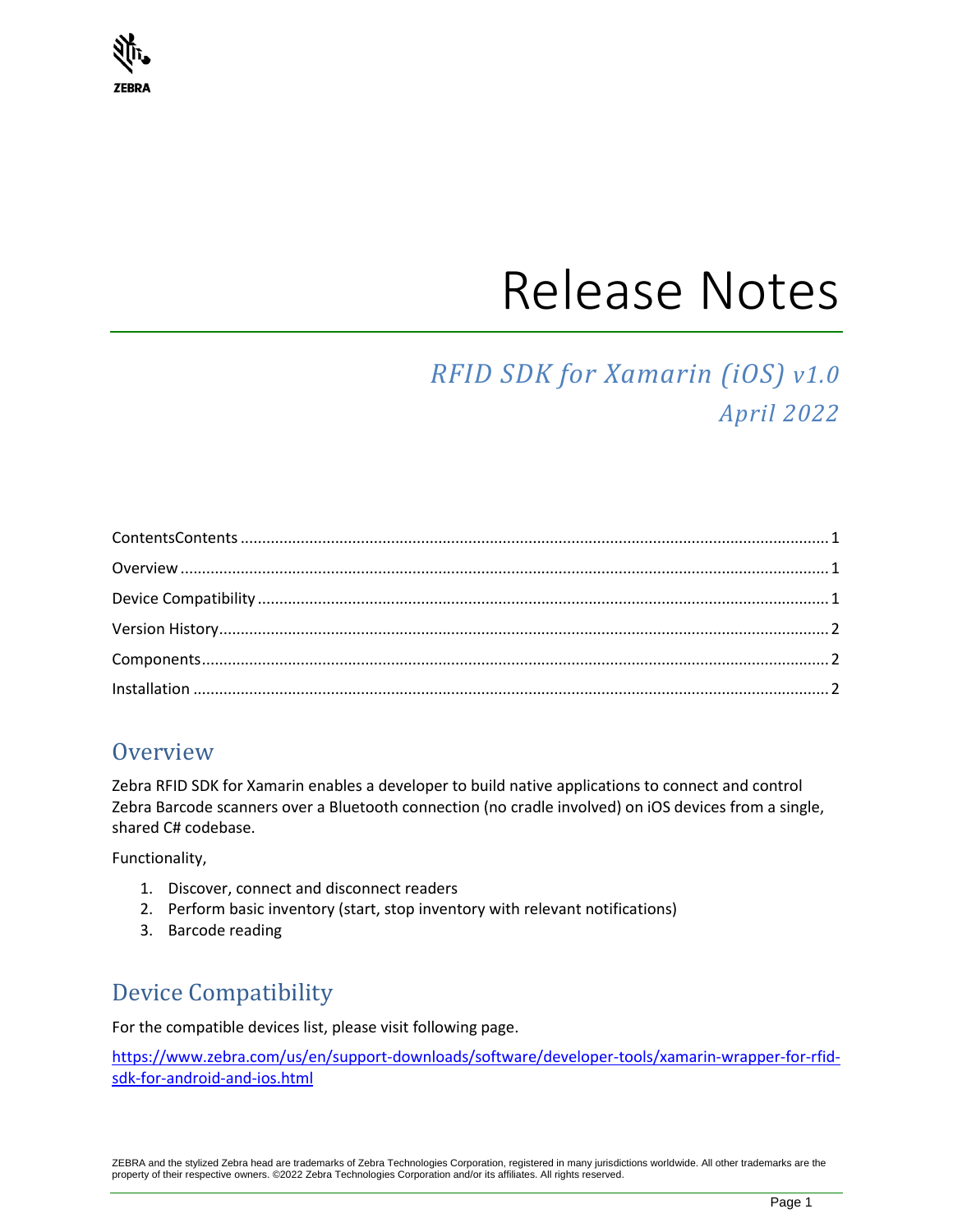ZEBRA

# Release Notes

## *RFID SDK for Xamarin (iOS) v1.0*
## *April 2022*

ContentsContents .......................................................... 1
Overview .......................................................... 1
Device Compatibility .......................................................... 1
Version History .......................................................... 2
Components .......................................................... 2
Installation .......................................................... 2

## Overview

Zebra RFID SDK for Xamarin enables a developer to build native applications to connect and control Zebra Barcode scanners over a Bluetooth connection (no cradle involved) on iOS devices from a single, shared C# codebase.

Functionality,

1. Discover, connect and disconnect readers
2. Perform basic inventory (start, stop inventory with relevant notifications)
3. Barcode reading

## Device Compatibility

For the compatible devices list, please visit following page.

[https://www.zebra.com/us/en/support-downloads/software/developer-tools/xamarin-wrapper-for-rfid-sdk-for-android-and-ios.html](https://www.zebra.com/us/en/support-downloads/software/developer-tools/xamarin-wrapper-for-rfid-sdk-for-android-and-ios.html)

ZEBRA and the stylized Zebra head are trademarks of Zebra Technologies Corporation, registered in many jurisdictions worldwide. All other trademarks are the property of their respective owners. ©2022 Zebra Technologies Corporation and/or its affiliates. All rights reserved.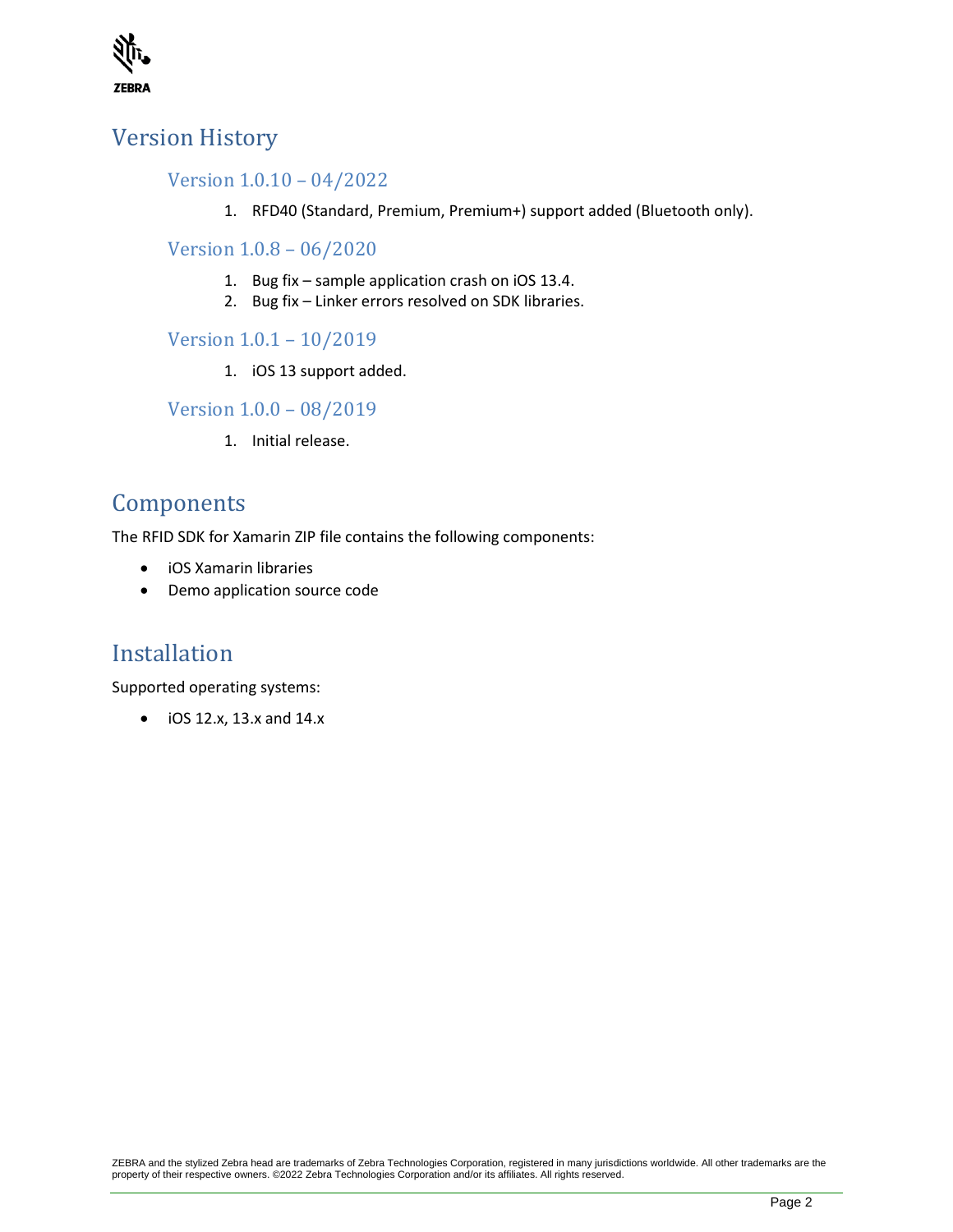## Version History

### Version 1.0.10 – 04/2022

1. RFD40 (Standard, Premium, Premium+) support added (Bluetooth only).

### Version 1.0.8 – 06/2020

1. Bug fix – sample application crash on iOS 13.4.
2. Bug fix – Linker errors resolved on SDK libraries.

### Version 1.0.1 – 10/2019

1. iOS 13 support added.

### Version 1.0.0 – 08/2019

1. Initial release.

## Components

The RFID SDK for Xamarin ZIP file contains the following components:

- iOS Xamarin libraries
- Demo application source code

## Installation

Supported operating systems:

- iOS 12.x, 13.x and 14.x

ZEBRA and the stylized Zebra head are trademarks of Zebra Technologies Corporation, registered in many jurisdictions worldwide. All other trademarks are the property of their respective owners. ©2022 Zebra Technologies Corporation and/or its affiliates. All rights reserved.